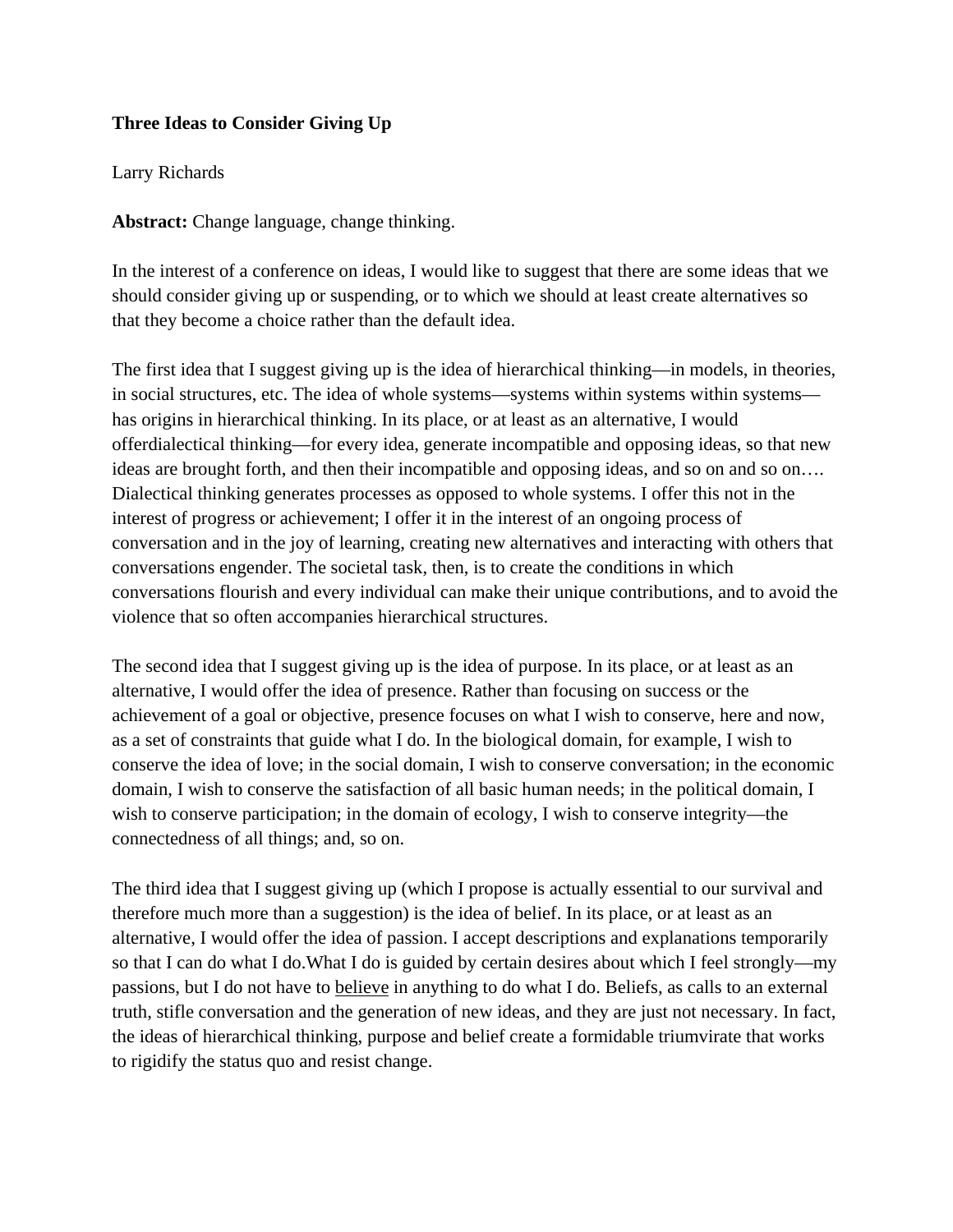**Three Ideas to Consider Giving Up**

Larry Richards

**Abstract:** Change language, change thinking.

In the interest of a conference on ideas, I would like to suggest that there are some ideas that we should consider giving up or suspending, or to which we should at least create alternatives so that they become a choice rather than the default idea.

The first idea that I suggest giving up is the idea of hierarchical thinking—in models, in theories, in social structures, etc. The idea of whole systems—systems within systems within systems—has origins in hierarchical thinking. In its place, or at least as an alternative, I would offerdialectical thinking—for every idea, generate incompatible and opposing ideas, so that new ideas are brought forth, and then their incompatible and opposing ideas, and so on and so on…. Dialectical thinking generates processes as opposed to whole systems. I offer this not in the interest of progress or achievement; I offer it in the interest of an ongoing process of conversation and in the joy of learning, creating new alternatives and interacting with others that conversations engender. The societal task, then, is to create the conditions in which conversations flourish and every individual can make their unique contributions, and to avoid the violence that so often accompanies hierarchical structures.

The second idea that I suggest giving up is the idea of purpose. In its place, or at least as an alternative, I would offer the idea of presence. Rather than focusing on success or the achievement of a goal or objective, presence focuses on what I wish to conserve, here and now, as a set of constraints that guide what I do. In the biological domain, for example, I wish to conserve the idea of love; in the social domain, I wish to conserve conversation; in the economic domain, I wish to conserve the satisfaction of all basic human needs; in the political domain, I wish to conserve participation; in the domain of ecology, I wish to conserve integrity—the connectedness of all things; and, so on.

The third idea that I suggest giving up (which I propose is actually essential to our survival and therefore much more than a suggestion) is the idea of belief. In its place, or at least as an alternative, I would offer the idea of passion. I accept descriptions and explanations temporarily so that I can do what I do.What I do is guided by certain desires about which I feel strongly—my passions, but I do not have to <u>believe</u> in anything to do what I do. Beliefs, as calls to an external truth, stifle conversation and the generation of new ideas, and they are just not necessary. In fact, the ideas of hierarchical thinking, purpose and belief create a formidable triumvirate that works to rigidify the status quo and resist change.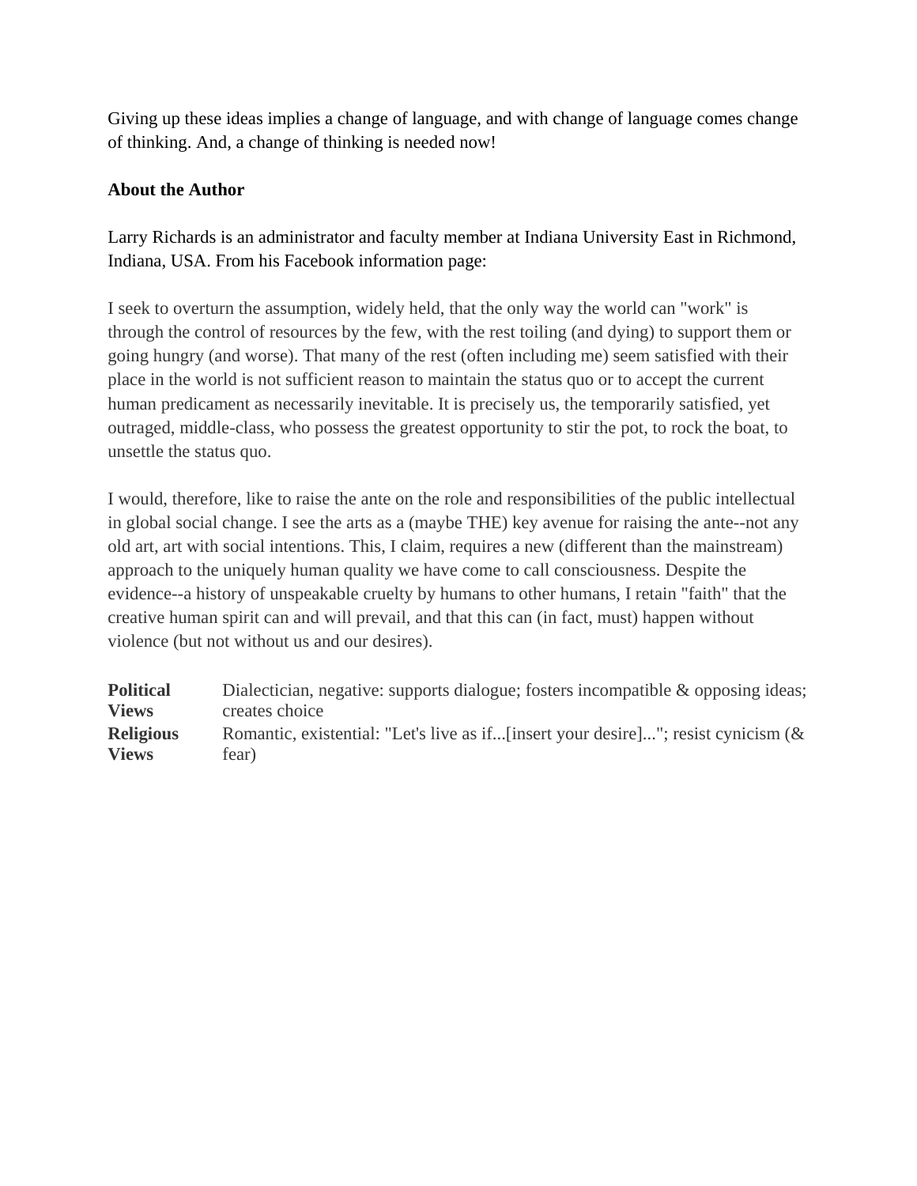Giving up these ideas implies a change of language, and with change of language comes change of thinking. And, a change of thinking is needed now!

**About the Author**

Larry Richards is an administrator and faculty member at Indiana University East in Richmond, Indiana, USA. From his Facebook information page:

I seek to overturn the assumption, widely held, that the only way the world can "work" is through the control of resources by the few, with the rest toiling (and dying) to support them or going hungry (and worse). That many of the rest (often including me) seem satisfied with their place in the world is not sufficient reason to maintain the status quo or to accept the current human predicament as necessarily inevitable. It is precisely us, the temporarily satisfied, yet outraged, middle-class, who possess the greatest opportunity to stir the pot, to rock the boat, to unsettle the status quo.

I would, therefore, like to raise the ante on the role and responsibilities of the public intellectual in global social change. I see the arts as a (maybe THE) key avenue for raising the ante--not any old art, art with social intentions. This, I claim, requires a new (different than the mainstream) approach to the uniquely human quality we have come to call consciousness. Despite the evidence--a history of unspeakable cruelty by humans to other humans, I retain "faith" that the creative human spirit can and will prevail, and that this can (in fact, must) happen without violence (but not without us and our desires).

| | |
|---|---|
| **Political Views** | Dialectician, negative: supports dialogue; fosters incompatible & opposing ideas; creates choice |
| **Religious Views** | Romantic, existential: "Let's live as if...[insert your desire]..."; resist cynicism (& fear) |